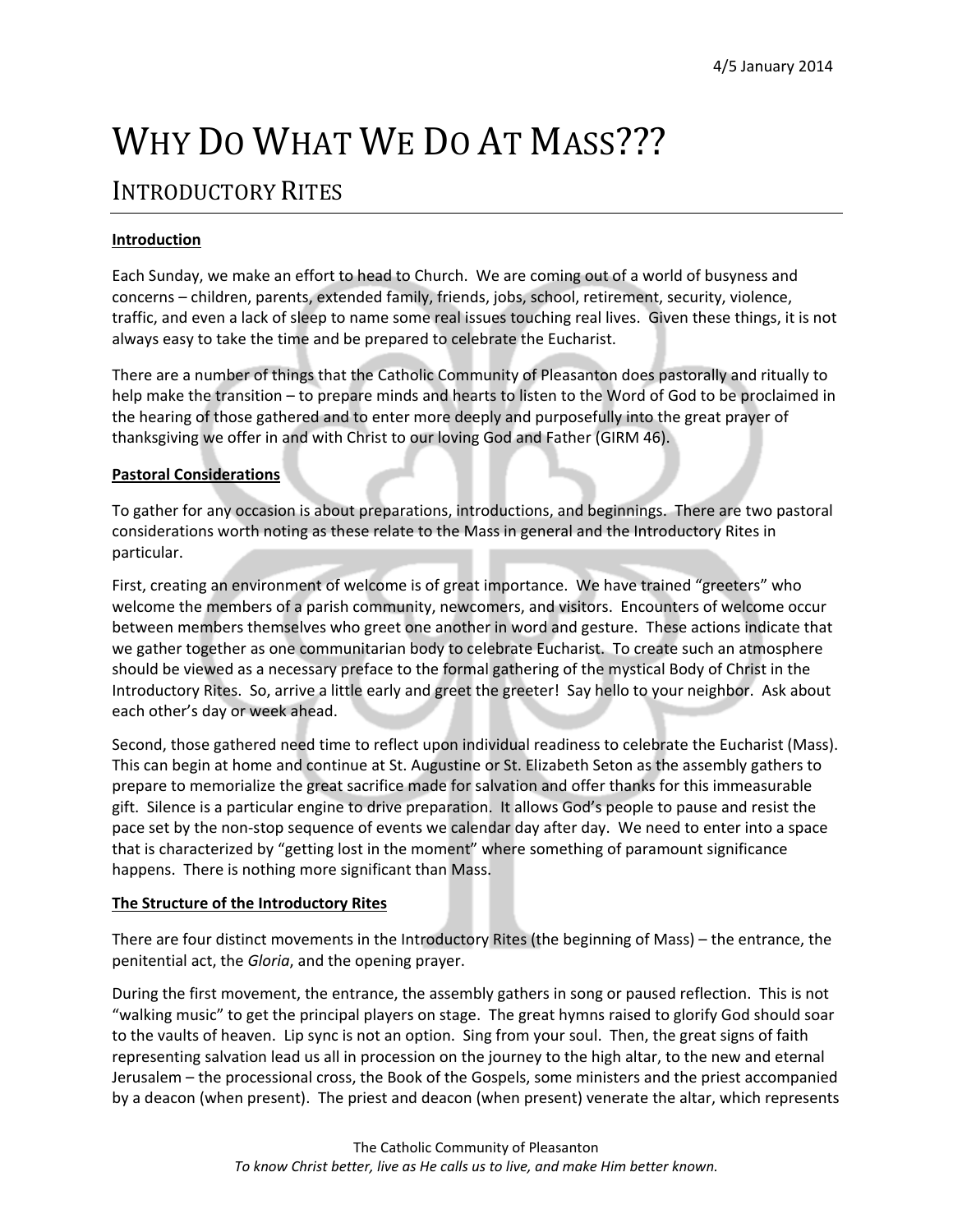4/5 January 2014

# WHY DO WHAT WE DO AT MASS???

## INTRODUCTORY RITES

**Introduction**

Each Sunday, we make an effort to head to Church. We are coming out of a world of busyness and concerns – children, parents, extended family, friends, jobs, school, retirement, security, violence, traffic, and even a lack of sleep to name some real issues touching real lives. Given these things, it is not always easy to take the time and be prepared to celebrate the Eucharist.

There are a number of things that the Catholic Community of Pleasanton does pastorally and ritually to help make the transition – to prepare minds and hearts to listen to the Word of God to be proclaimed in the hearing of those gathered and to enter more deeply and purposefully into the great prayer of thanksgiving we offer in and with Christ to our loving God and Father (GIRM 46).

**Pastoral Considerations**

To gather for any occasion is about preparations, introductions, and beginnings. There are two pastoral considerations worth noting as these relate to the Mass in general and the Introductory Rites in particular.

First, creating an environment of welcome is of great importance. We have trained "greeters" who welcome the members of a parish community, newcomers, and visitors. Encounters of welcome occur between members themselves who greet one another in word and gesture. These actions indicate that we gather together as one communitarian body to celebrate Eucharist. To create such an atmosphere should be viewed as a necessary preface to the formal gathering of the mystical Body of Christ in the Introductory Rites. So, arrive a little early and greet the greeter! Say hello to your neighbor. Ask about each other's day or week ahead.

Second, those gathered need time to reflect upon individual readiness to celebrate the Eucharist (Mass). This can begin at home and continue at St. Augustine or St. Elizabeth Seton as the assembly gathers to prepare to memorialize the great sacrifice made for salvation and offer thanks for this immeasurable gift. Silence is a particular engine to drive preparation. It allows God's people to pause and resist the pace set by the non-stop sequence of events we calendar day after day. We need to enter into a space that is characterized by "getting lost in the moment" where something of paramount significance happens. There is nothing more significant than Mass.

**The Structure of the Introductory Rites**

There are four distinct movements in the Introductory Rites (the beginning of Mass) – the entrance, the penitential act, the *Gloria*, and the opening prayer.

During the first movement, the entrance, the assembly gathers in song or paused reflection. This is not "walking music" to get the principal players on stage. The great hymns raised to glorify God should soar to the vaults of heaven. Lip sync is not an option. Sing from your soul. Then, the great signs of faith representing salvation lead us all in procession on the journey to the high altar, to the new and eternal Jerusalem – the processional cross, the Book of the Gospels, some ministers and the priest accompanied by a deacon (when present). The priest and deacon (when present) venerate the altar, which represents

The Catholic Community of Pleasanton
*To know Christ better, live as He calls us to live, and make Him better known.*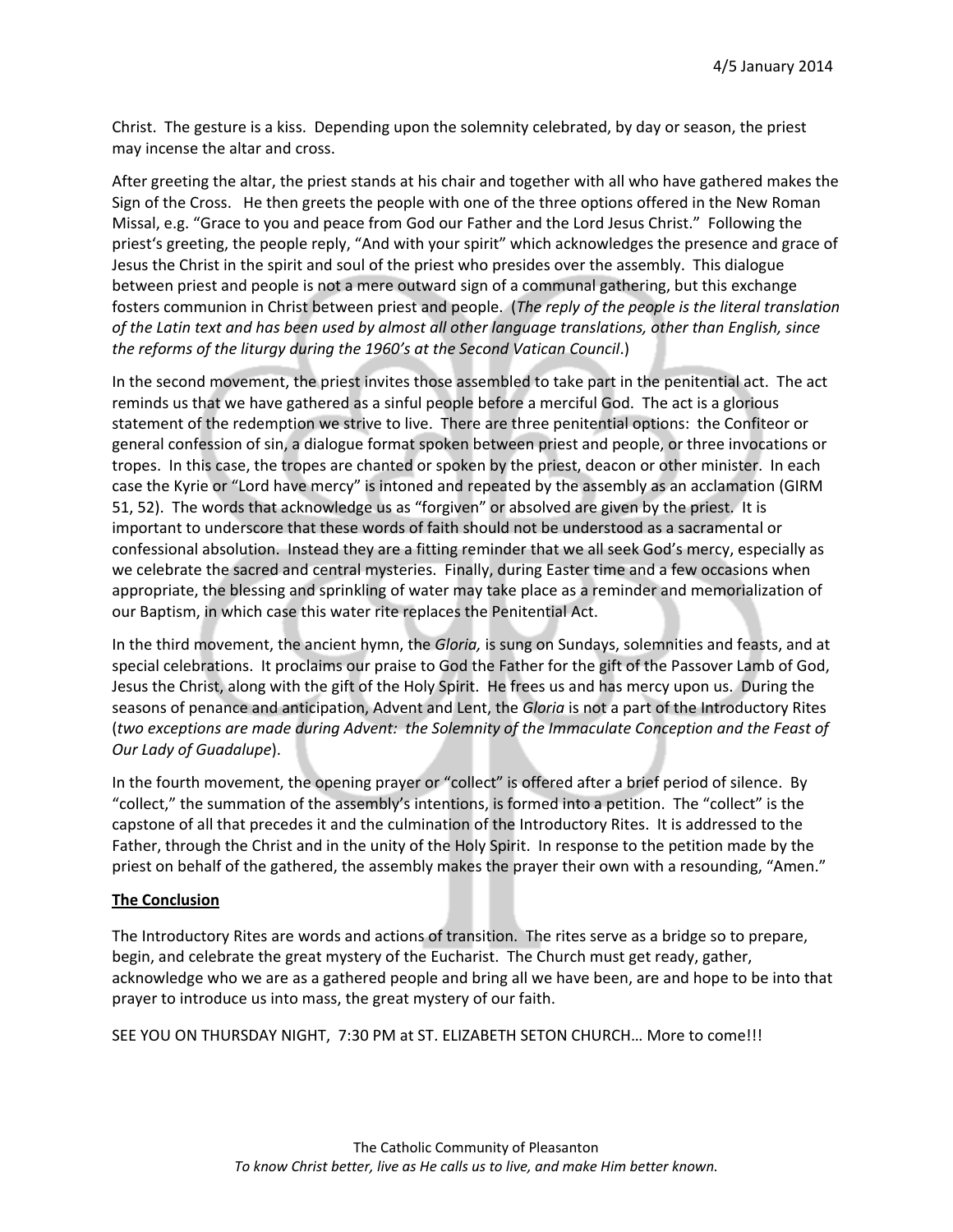Christ. The gesture is a kiss. Depending upon the solemnity celebrated, by day or season, the priest may incense the altar and cross.

After greeting the altar, the priest stands at his chair and together with all who have gathered makes the Sign of the Cross. He then greets the people with one of the three options offered in the New Roman Missal, e.g. "Grace to you and peace from God our Father and the Lord Jesus Christ." Following the priest's greeting, the people reply, "And with your spirit" which acknowledges the presence and grace of Jesus the Christ in the spirit and soul of the priest who presides over the assembly. This dialogue between priest and people is not a mere outward sign of a communal gathering, but this exchange fosters communion in Christ between priest and people. (*The reply of the people is the literal translation of the Latin text and has been used by almost all other language translations, other than English, since the reforms of the liturgy during the 1960's at the Second Vatican Council*.)

In the second movement, the priest invites those assembled to take part in the penitential act. The act reminds us that we have gathered as a sinful people before a merciful God. The act is a glorious statement of the redemption we strive to live. There are three penitential options: the Confiteor or general confession of sin, a dialogue format spoken between priest and people, or three invocations or tropes. In this case, the tropes are chanted or spoken by the priest, deacon or other minister. In each case the Kyrie or "Lord have mercy" is intoned and repeated by the assembly as an acclamation (GIRM 51, 52). The words that acknowledge us as "forgiven" or absolved are given by the priest. It is important to underscore that these words of faith should not be understood as a sacramental or confessional absolution. Instead they are a fitting reminder that we all seek God's mercy, especially as we celebrate the sacred and central mysteries. Finally, during Easter time and a few occasions when appropriate, the blessing and sprinkling of water may take place as a reminder and memorialization of our Baptism, in which case this water rite replaces the Penitential Act.

In the third movement, the ancient hymn, the *Gloria,* is sung on Sundays, solemnities and feasts, and at special celebrations. It proclaims our praise to God the Father for the gift of the Passover Lamb of God, Jesus the Christ, along with the gift of the Holy Spirit. He frees us and has mercy upon us. During the seasons of penance and anticipation, Advent and Lent, the *Gloria* is not a part of the Introductory Rites (*two exceptions are made during Advent: the Solemnity of the Immaculate Conception and the Feast of Our Lady of Guadalupe*).

In the fourth movement, the opening prayer or "collect" is offered after a brief period of silence. By "collect," the summation of the assembly's intentions, is formed into a petition. The "collect" is the capstone of all that precedes it and the culmination of the Introductory Rites. It is addressed to the Father, through the Christ and in the unity of the Holy Spirit. In response to the petition made by the priest on behalf of the gathered, the assembly makes the prayer their own with a resounding, "Amen."

**The Conclusion**

The Introductory Rites are words and actions of transition. The rites serve as a bridge so to prepare, begin, and celebrate the great mystery of the Eucharist. The Church must get ready, gather, acknowledge who we are as a gathered people and bring all we have been, are and hope to be into that prayer to introduce us into mass, the great mystery of our faith.

SEE YOU ON THURSDAY NIGHT, 7:30 PM at ST. ELIZABETH SETON CHURCH… More to come!!!